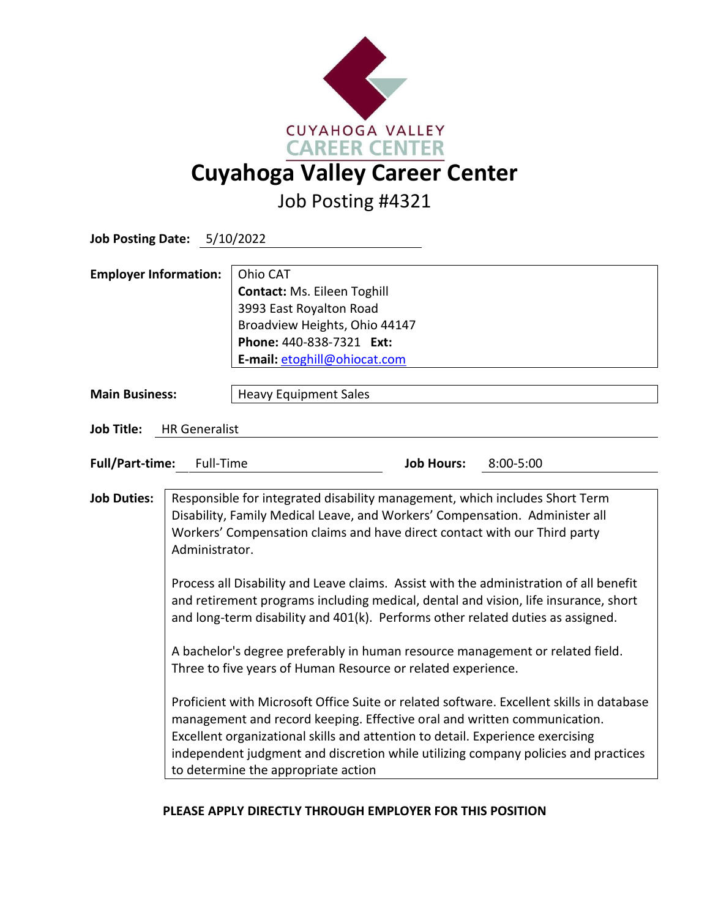# Cuyahoga Valley Career Center

## Job Posting #4321

**Job Posting Date:** 5/10/2022

**Employer Information:**

Ohio CAT
**Contact:** Ms. Eileen Toghill
3993 East Royalton Road
Broadview Heights, Ohio 44147
**Phone:** 440-838-7321 **Ext:**
**E-mail:** etoghill@ohiocat.com

**Main Business:** Heavy Equipment Sales

**Job Title:** HR Generalist

**Full/Part-time:** Full-Time **Job Hours:** 8:00-5:00

**Job Duties:**

Responsible for integrated disability management, which includes Short Term Disability, Family Medical Leave, and Workers' Compensation. Administer all Workers' Compensation claims and have direct contact with our Third party Administrator.

Process all Disability and Leave claims. Assist with the administration of all benefit and retirement programs including medical, dental and vision, life insurance, short and long-term disability and 401(k). Performs other related duties as assigned.

A bachelor's degree preferably in human resource management or related field. Three to five years of Human Resource or related experience.

Proficient with Microsoft Office Suite or related software. Excellent skills in database management and record keeping. Effective oral and written communication. Excellent organizational skills and attention to detail. Experience exercising independent judgment and discretion while utilizing company policies and practices to determine the appropriate action

**PLEASE APPLY DIRECTLY THROUGH EMPLOYER FOR THIS POSITION**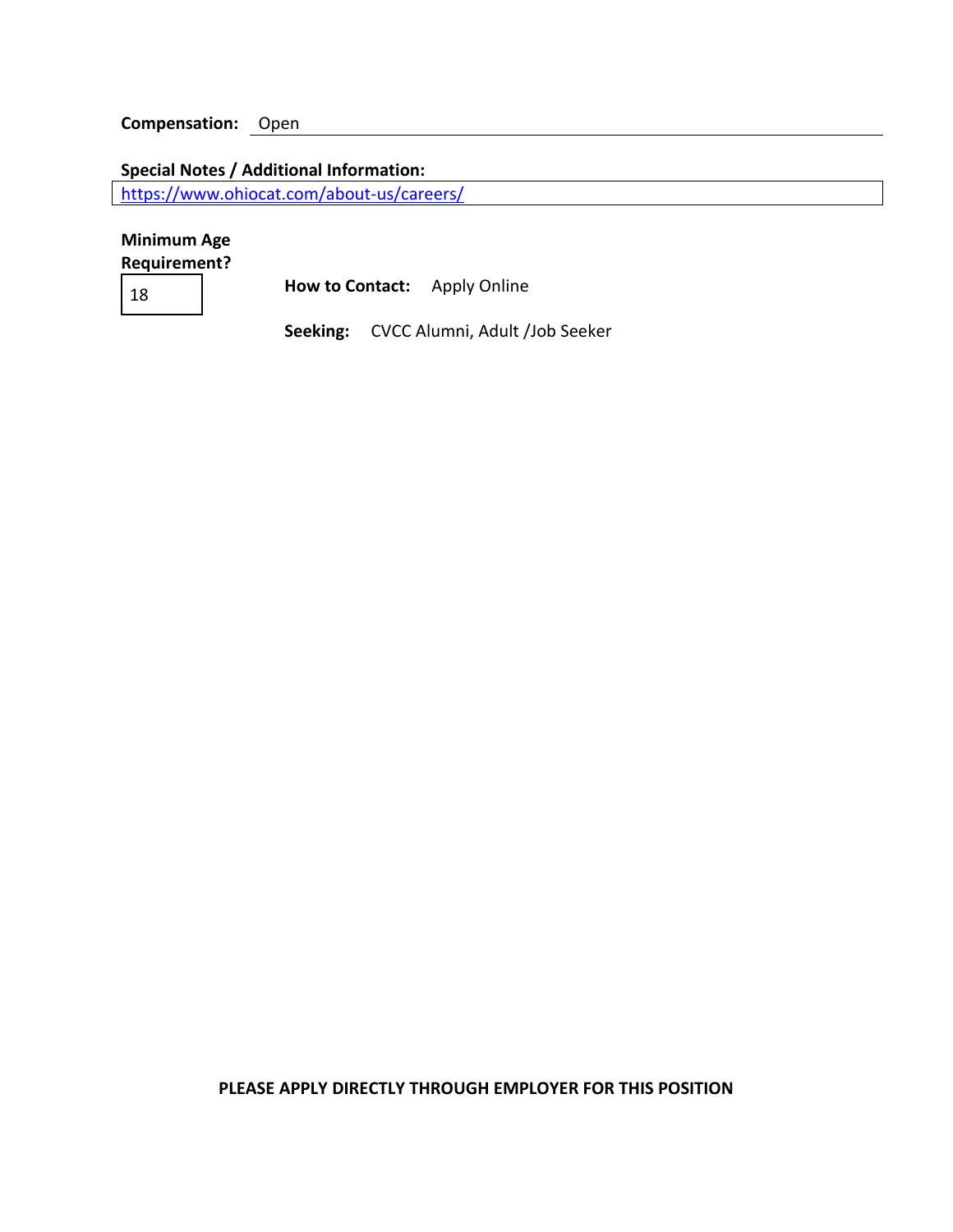**Compensation:** Open

**Special Notes / Additional Information:**

https://www.ohiocat.com/about-us/careers/

**Minimum Age Requirement?**

18

**How to Contact:** Apply Online

**Seeking:** CVCC Alumni, Adult /Job Seeker

**PLEASE APPLY DIRECTLY THROUGH EMPLOYER FOR THIS POSITION**